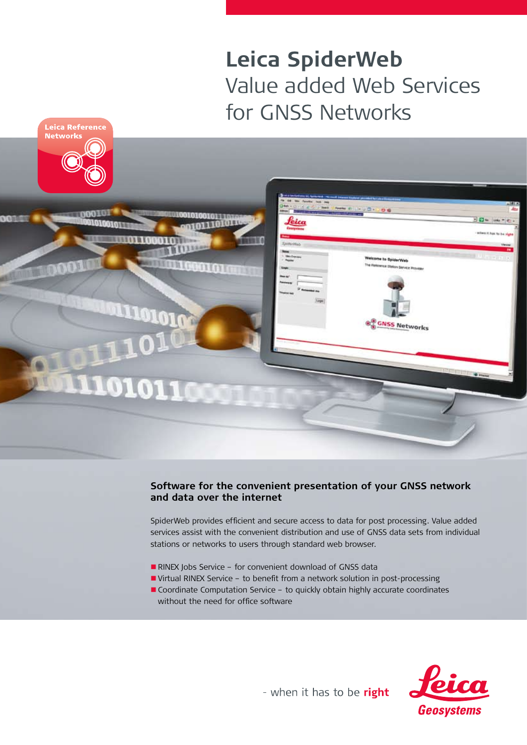# Leica SpiderWeb

## Value added Web Services for GNSS Networks

Leica Reference Networks

### Software for the convenient presentation of your GNSS network and data over the internet

SpiderWeb provides efficient and secure access to data for post processing. Value added services assist with the convenient distribution and use of GNSS data sets from individual stations or networks to users through standard web browser.

- RINEX Jobs Service – for convenient download of GNSS data
- Virtual RINEX Service – to benefit from a network solution in post-processing
- Coordinate Computation Service – to quickly obtain highly accurate coordinates without the need for office software

- when it has to be **right**

Leica Geosystems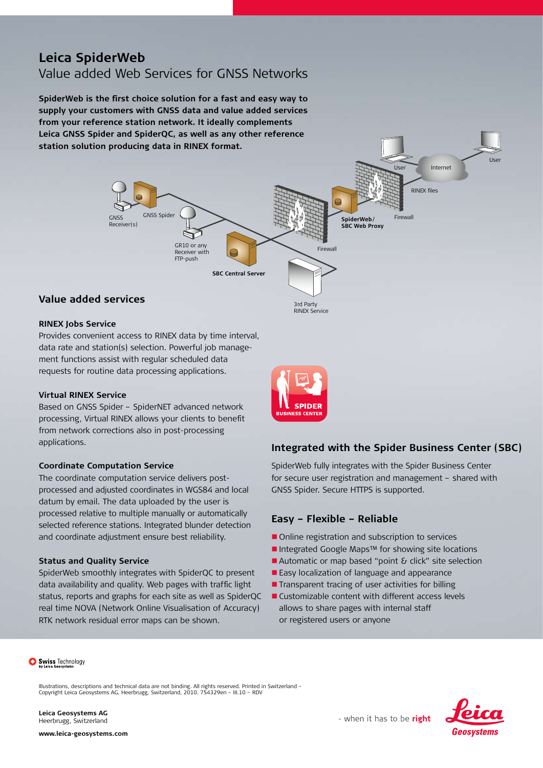# Leica SpiderWeb

## Value added Web Services for GNSS Networks

**SpiderWeb is the first choice solution for a fast and easy way to supply your customers with GNSS data and value added services from your reference station network. It ideally complements Leica GNSS Spider and SpiderQC, as well as any other reference station solution producing data in RINEX format.**

GNSS Receiver(s)
GNSS Spider
GR10 or any Receiver with FTP-push
SBC Central Server
Firewall
3rd Party RINEX Service
SpiderWeb / SBC Web Proxy
Firewall
RINEX files
User
Internet
User

## Value added services

### RINEX Jobs Service

Provides convenient access to RINEX data by time interval, data rate and station(s) selection. Powerful job management functions assist with regular scheduled data requests for routine data processing applications.

### Virtual RINEX Service

Based on GNSS Spider – SpiderNET advanced network processing, Virtual RINEX allows your clients to benefit from network corrections also in post-processing applications.

### Coordinate Computation Service

The coordinate computation service delivers post-processed and adjusted coordinates in WGS84 and local datum by email. The data uploaded by the user is processed relative to multiple manually or automatically selected reference stations. Integrated blunder detection and coordinate adjustment ensure best reliability.

### Status and Quality Service

SpiderWeb smoothly integrates with SpiderQC to present data availability and quality. Web pages with traffic light status, reports and graphs for each site as well as SpiderQC real time NOVA (Network Online Visualisation of Accuracy) RTK network residual error maps can be shown.

SPIDER BUSINESS CENTER

## Integrated with the Spider Business Center (SBC)

SpiderWeb fully integrates with the Spider Business Center for secure user registration and management – shared with GNSS Spider. Secure HTTPS is supported.

## Easy – Flexible – Reliable

- Online registration and subscription to services
- Integrated Google Maps™ for showing site locations
- Automatic or map based "point & click" site selection
- Easy localization of language and appearance
- Transparent tracing of user activities for billing
- Customizable content with different access levels allows to share pages with internal staff or registered users or anyone

Swiss Technology by Leica Geosystems

Illustrations, descriptions and technical data are not binding. All rights reserved. Printed in Switzerland – Copyright Leica Geosystems AG, Heerbrugg, Switzerland, 2010. 754329en – III.10 – RDV

**Leica Geosystems AG**
Heerbrugg, Switzerland

**www.leica-geosystems.com**

- when it has to be **right**

Leica Geosystems